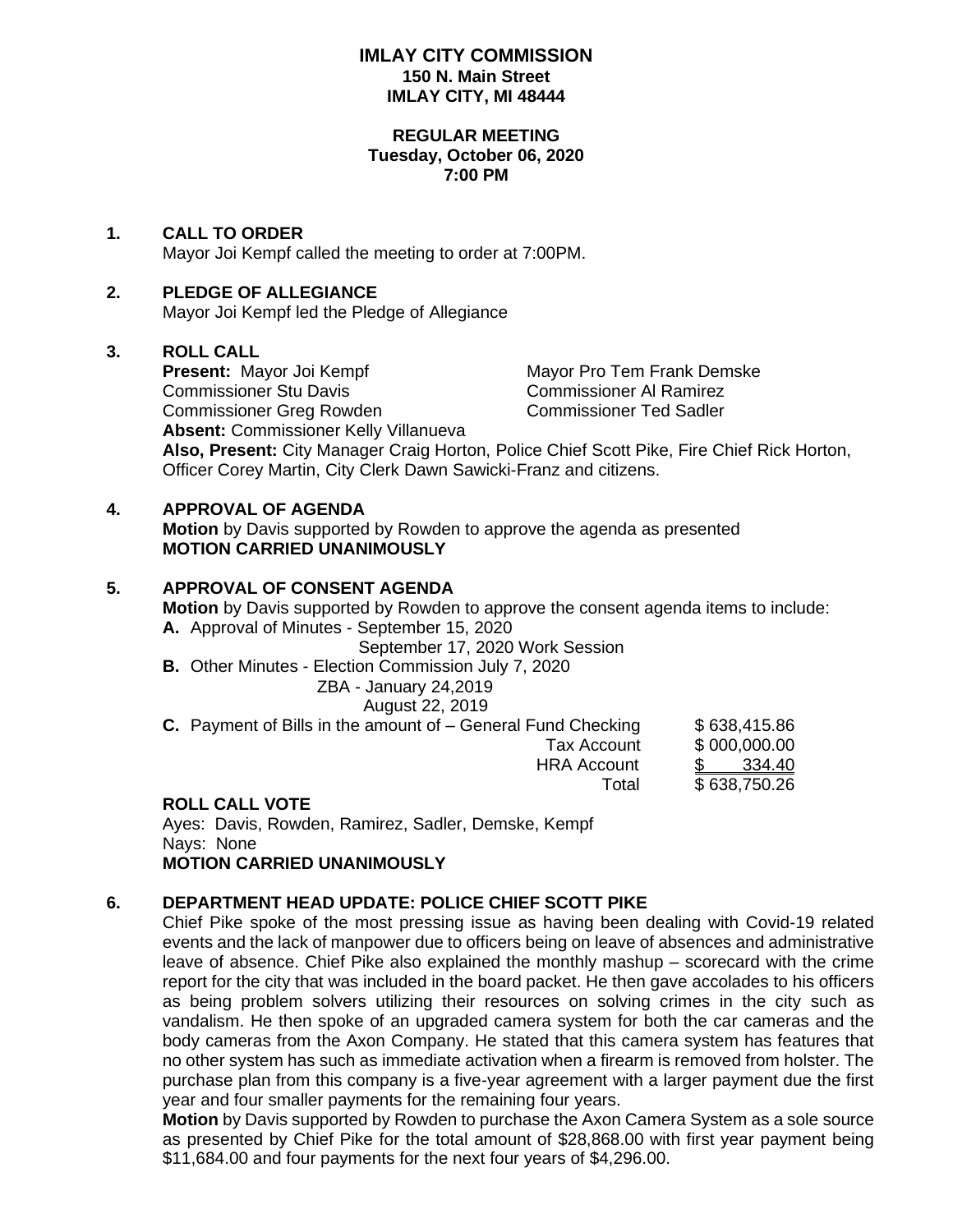# IMLAY CITY COMMISSION
**150 N. Main Street**
**IMLAY CITY, MI 48444**

**REGULAR MEETING**
**Tuesday, October 06, 2020**
**7:00 PM**

## 1. CALL TO ORDER

Mayor Joi Kempf called the meeting to order at 7:00PM.

## 2. PLEDGE OF ALLEGIANCE

Mayor Joi Kempf led the Pledge of Allegiance

## 3. ROLL CALL

**Present:** Mayor Joi Kempf, Mayor Pro Tem Frank Demske, Commissioner Stu Davis, Commissioner Al Ramirez, Commissioner Greg Rowden, Commissioner Ted Sadler

**Absent:** Commissioner Kelly Villanueva

**Also, Present:** City Manager Craig Horton, Police Chief Scott Pike, Fire Chief Rick Horton, Officer Corey Martin, City Clerk Dawn Sawicki-Franz and citizens.

## 4. APPROVAL OF AGENDA

**Motion** by Davis supported by Rowden to approve the agenda as presented
**MOTION CARRIED UNANIMOUSLY**

## 5. APPROVAL OF CONSENT AGENDA

**Motion** by Davis supported by Rowden to approve the consent agenda items to include:

**A.** Approval of Minutes - September 15, 2020
September 17, 2020 Work Session

**B.** Other Minutes - Election Commission July 7, 2020
ZBA - January 24,2019
August 22, 2019

**C.** Payment of Bills in the amount of –

| | |
|---|---|
| General Fund Checking | $ 638,415.86 |
| Tax Account | $ 000,000.00 |
| HRA Account | $ 334.40 |
| Total | $ 638,750.26 |

**ROLL CALL VOTE**

Ayes: Davis, Rowden, Ramirez, Sadler, Demske, Kempf
Nays: None
**MOTION CARRIED UNANIMOUSLY**

## 6. DEPARTMENT HEAD UPDATE: POLICE CHIEF SCOTT PIKE

Chief Pike spoke of the most pressing issue as having been dealing with Covid-19 related events and the lack of manpower due to officers being on leave of absences and administrative leave of absence. Chief Pike also explained the monthly mashup – scorecard with the crime report for the city that was included in the board packet. He then gave accolades to his officers as being problem solvers utilizing their resources on solving crimes in the city such as vandalism. He then spoke of an upgraded camera system for both the car cameras and the body cameras from the Axon Company. He stated that this camera system has features that no other system has such as immediate activation when a firearm is removed from holster. The purchase plan from this company is a five-year agreement with a larger payment due the first year and four smaller payments for the remaining four years.

**Motion** by Davis supported by Rowden to purchase the Axon Camera System as a sole source as presented by Chief Pike for the total amount of $28,868.00 with first year payment being $11,684.00 and four payments for the next four years of $4,296.00.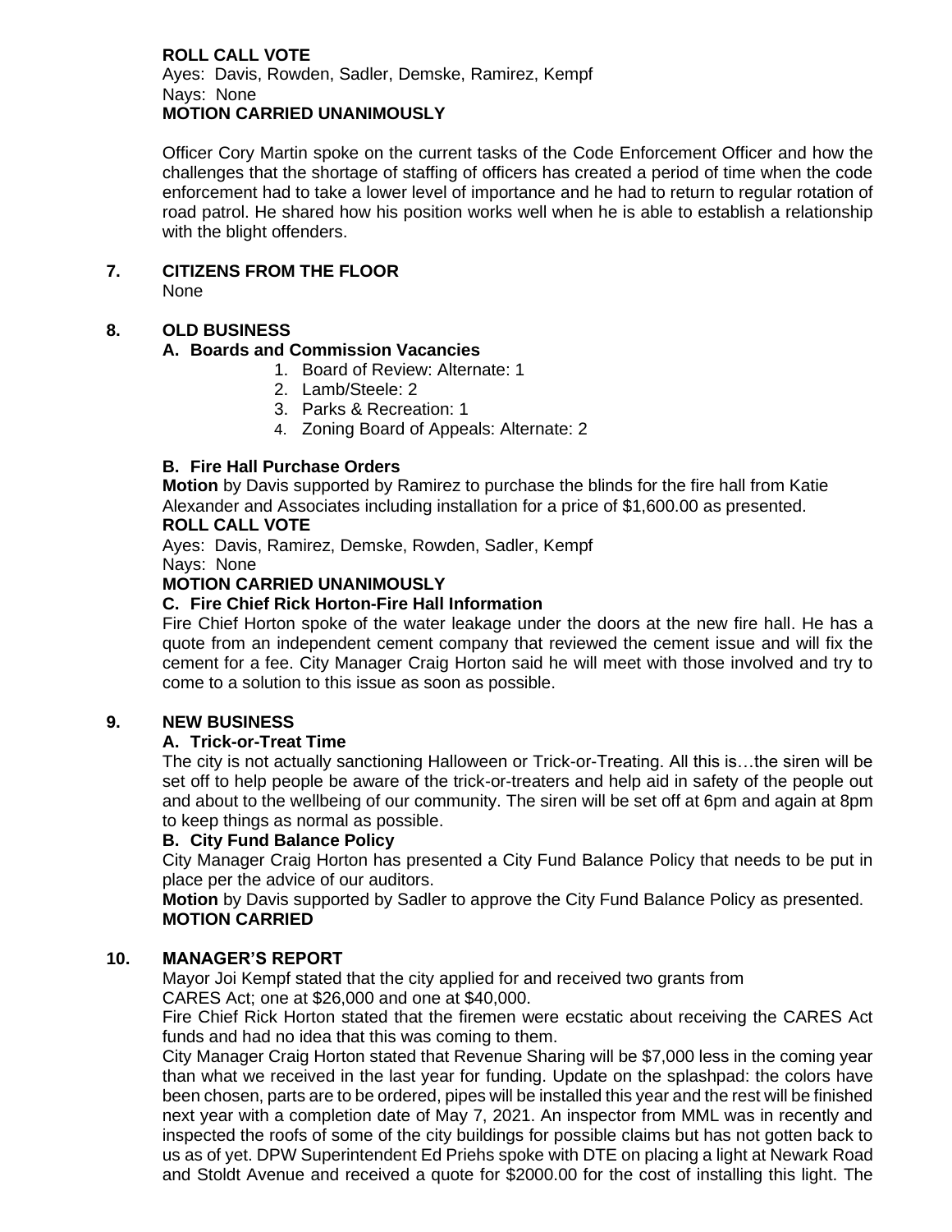**ROLL CALL VOTE**
Ayes: Davis, Rowden, Sadler, Demske, Ramirez, Kempf
Nays: None
**MOTION CARRIED UNANIMOUSLY**

Officer Cory Martin spoke on the current tasks of the Code Enforcement Officer and how the challenges that the shortage of staffing of officers has created a period of time when the code enforcement had to take a lower level of importance and he had to return to regular rotation of road patrol. He shared how his position works well when he is able to establish a relationship with the blight offenders.

## 7. CITIZENS FROM THE FLOOR

None

## 8. OLD BUSINESS

### A. Boards and Commission Vacancies

1. Board of Review: Alternate: 1
2. Lamb/Steele: 2
3. Parks & Recreation: 1
4. Zoning Board of Appeals: Alternate: 2

### B. Fire Hall Purchase Orders

**Motion** by Davis supported by Ramirez to purchase the blinds for the fire hall from Katie Alexander and Associates including installation for a price of $1,600.00 as presented.

**ROLL CALL VOTE**
Ayes: Davis, Ramirez, Demske, Rowden, Sadler, Kempf
Nays: None
**MOTION CARRIED UNANIMOUSLY**

### C. Fire Chief Rick Horton-Fire Hall Information

Fire Chief Horton spoke of the water leakage under the doors at the new fire hall. He has a quote from an independent cement company that reviewed the cement issue and will fix the cement for a fee. City Manager Craig Horton said he will meet with those involved and try to come to a solution to this issue as soon as possible.

## 9. NEW BUSINESS

### A. Trick-or-Treat Time

The city is not actually sanctioning Halloween or Trick-or-Treating. All this is…the siren will be set off to help people be aware of the trick-or-treaters and help aid in safety of the people out and about to the wellbeing of our community. The siren will be set off at 6pm and again at 8pm to keep things as normal as possible.

### B. City Fund Balance Policy

City Manager Craig Horton has presented a City Fund Balance Policy that needs to be put in place per the advice of our auditors.

**Motion** by Davis supported by Sadler to approve the City Fund Balance Policy as presented.
**MOTION CARRIED**

## 10. MANAGER'S REPORT

Mayor Joi Kempf stated that the city applied for and received two grants from CARES Act; one at $26,000 and one at $40,000.

Fire Chief Rick Horton stated that the firemen were ecstatic about receiving the CARES Act funds and had no idea that this was coming to them.

City Manager Craig Horton stated that Revenue Sharing will be $7,000 less in the coming year than what we received in the last year for funding. Update on the splashpad: the colors have been chosen, parts are to be ordered, pipes will be installed this year and the rest will be finished next year with a completion date of May 7, 2021. An inspector from MML was in recently and inspected the roofs of some of the city buildings for possible claims but has not gotten back to us as of yet. DPW Superintendent Ed Priehs spoke with DTE on placing a light at Newark Road and Stoldt Avenue and received a quote for $2000.00 for the cost of installing this light. The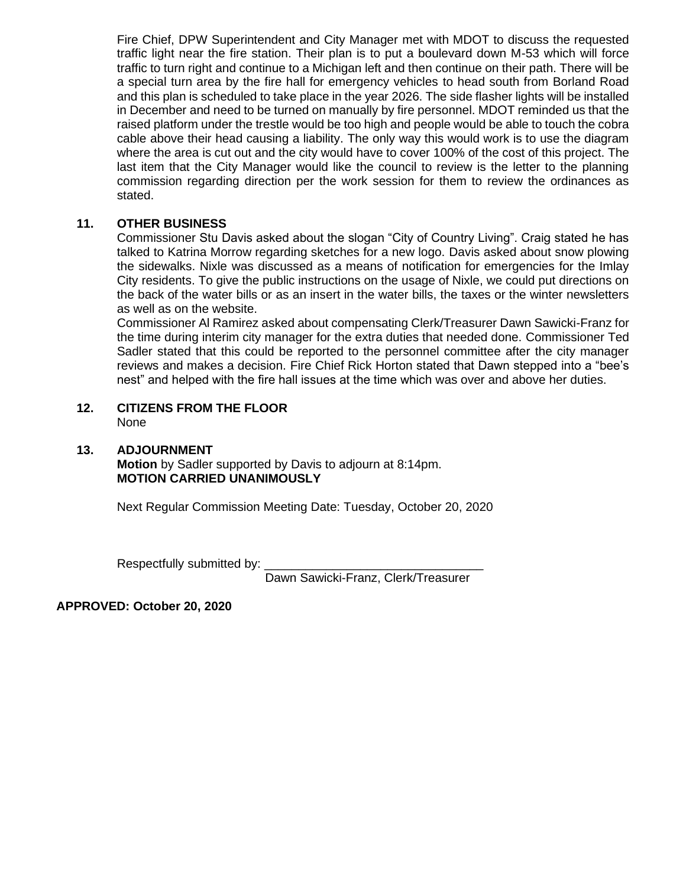Fire Chief, DPW Superintendent and City Manager met with MDOT to discuss the requested traffic light near the fire station. Their plan is to put a boulevard down M-53 which will force traffic to turn right and continue to a Michigan left and then continue on their path. There will be a special turn area by the fire hall for emergency vehicles to head south from Borland Road and this plan is scheduled to take place in the year 2026. The side flasher lights will be installed in December and need to be turned on manually by fire personnel. MDOT reminded us that the raised platform under the trestle would be too high and people would be able to touch the cobra cable above their head causing a liability. The only way this would work is to use the diagram where the area is cut out and the city would have to cover 100% of the cost of this project. The last item that the City Manager would like the council to review is the letter to the planning commission regarding direction per the work session for them to review the ordinances as stated.

**11. OTHER BUSINESS**

Commissioner Stu Davis asked about the slogan "City of Country Living". Craig stated he has talked to Katrina Morrow regarding sketches for a new logo. Davis asked about snow plowing the sidewalks. Nixle was discussed as a means of notification for emergencies for the Imlay City residents. To give the public instructions on the usage of Nixle, we could put directions on the back of the water bills or as an insert in the water bills, the taxes or the winter newsletters as well as on the website.

Commissioner Al Ramirez asked about compensating Clerk/Treasurer Dawn Sawicki-Franz for the time during interim city manager for the extra duties that needed done. Commissioner Ted Sadler stated that this could be reported to the personnel committee after the city manager reviews and makes a decision. Fire Chief Rick Horton stated that Dawn stepped into a "bee's nest" and helped with the fire hall issues at the time which was over and above her duties.

**12. CITIZENS FROM THE FLOOR**

None

**13. ADJOURNMENT**

**Motion** by Sadler supported by Davis to adjourn at 8:14pm.
**MOTION CARRIED UNANIMOUSLY**

Next Regular Commission Meeting Date: Tuesday, October 20, 2020

Respectfully submitted by: _______________________________
Dawn Sawicki-Franz, Clerk/Treasurer

**APPROVED: October 20, 2020**